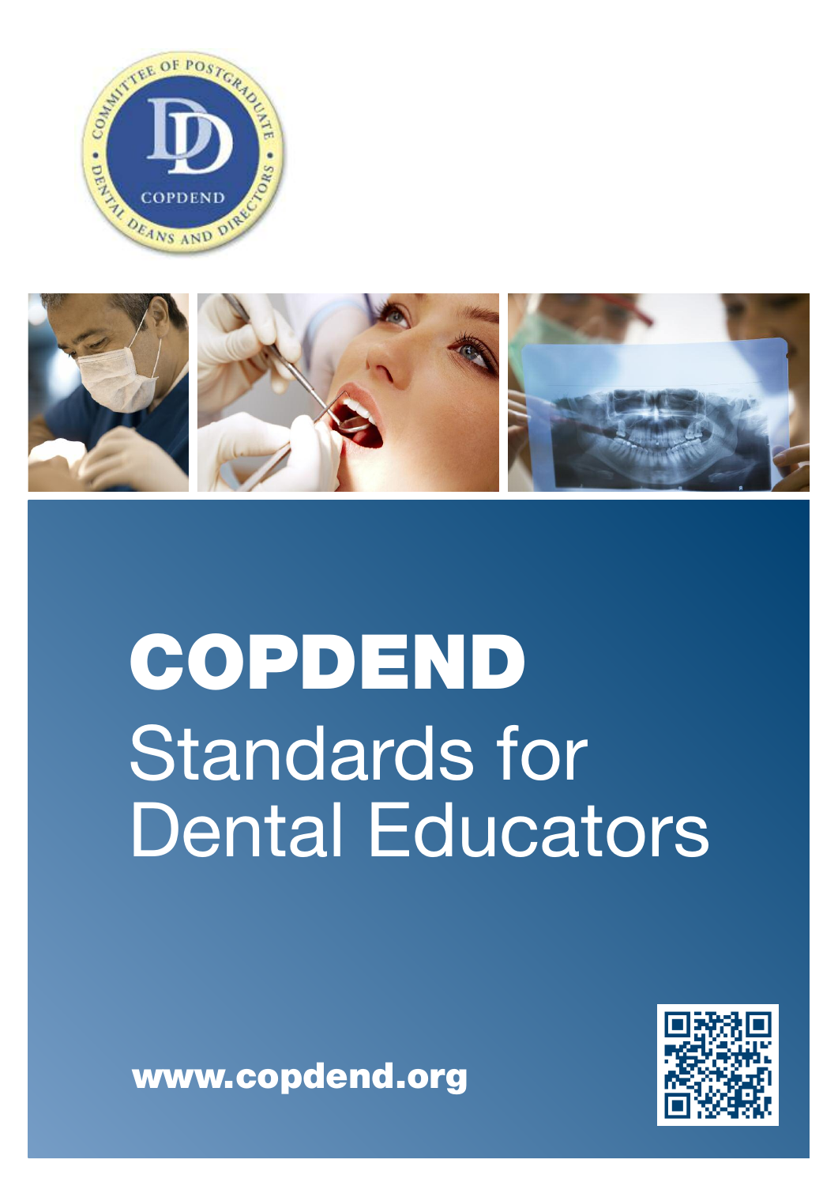# COPDEND

## Standards for Dental Educators

www.copdend.org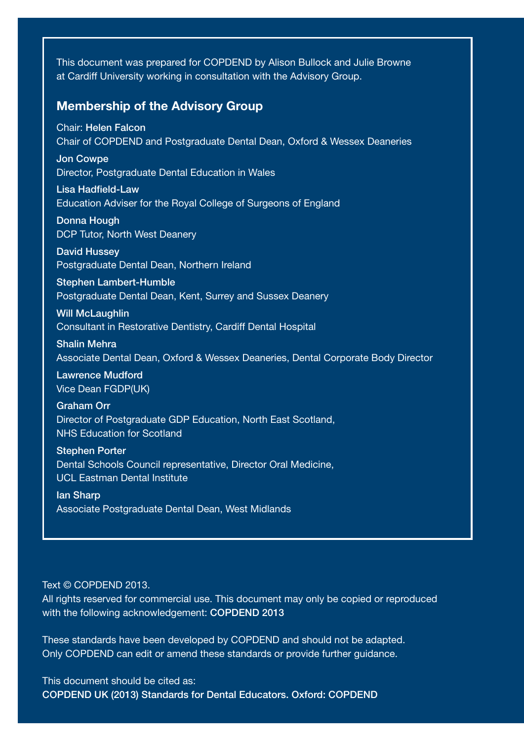This document was prepared for COPDEND by Alison Bullock and Julie Browne at Cardiff University working in consultation with the Advisory Group.

## Membership of the Advisory Group

Chair: **Helen Falcon**
Chair of COPDEND and Postgraduate Dental Dean, Oxford & Wessex Deaneries

**Jon Cowpe**
Director, Postgraduate Dental Education in Wales

**Lisa Hadfield-Law**
Education Adviser for the Royal College of Surgeons of England

**Donna Hough**
DCP Tutor, North West Deanery

**David Hussey**
Postgraduate Dental Dean, Northern Ireland

**Stephen Lambert-Humble**
Postgraduate Dental Dean, Kent, Surrey and Sussex Deanery

**Will McLaughlin**
Consultant in Restorative Dentistry, Cardiff Dental Hospital

**Shalin Mehra**
Associate Dental Dean, Oxford & Wessex Deaneries, Dental Corporate Body Director

**Lawrence Mudford**
Vice Dean FGDP(UK)

**Graham Orr**
Director of Postgraduate GDP Education, North East Scotland,
NHS Education for Scotland

**Stephen Porter**
Dental Schools Council representative, Director Oral Medicine,
UCL Eastman Dental Institute

**Ian Sharp**
Associate Postgraduate Dental Dean, West Midlands

Text © COPDEND 2013.
All rights reserved for commercial use. This document may only be copied or reproduced with the following acknowledgement: **COPDEND 2013**

These standards have been developed by COPDEND and should not be adapted. Only COPDEND can edit or amend these standards or provide further guidance.

This document should be cited as:
**COPDEND UK (2013) Standards for Dental Educators. Oxford: COPDEND**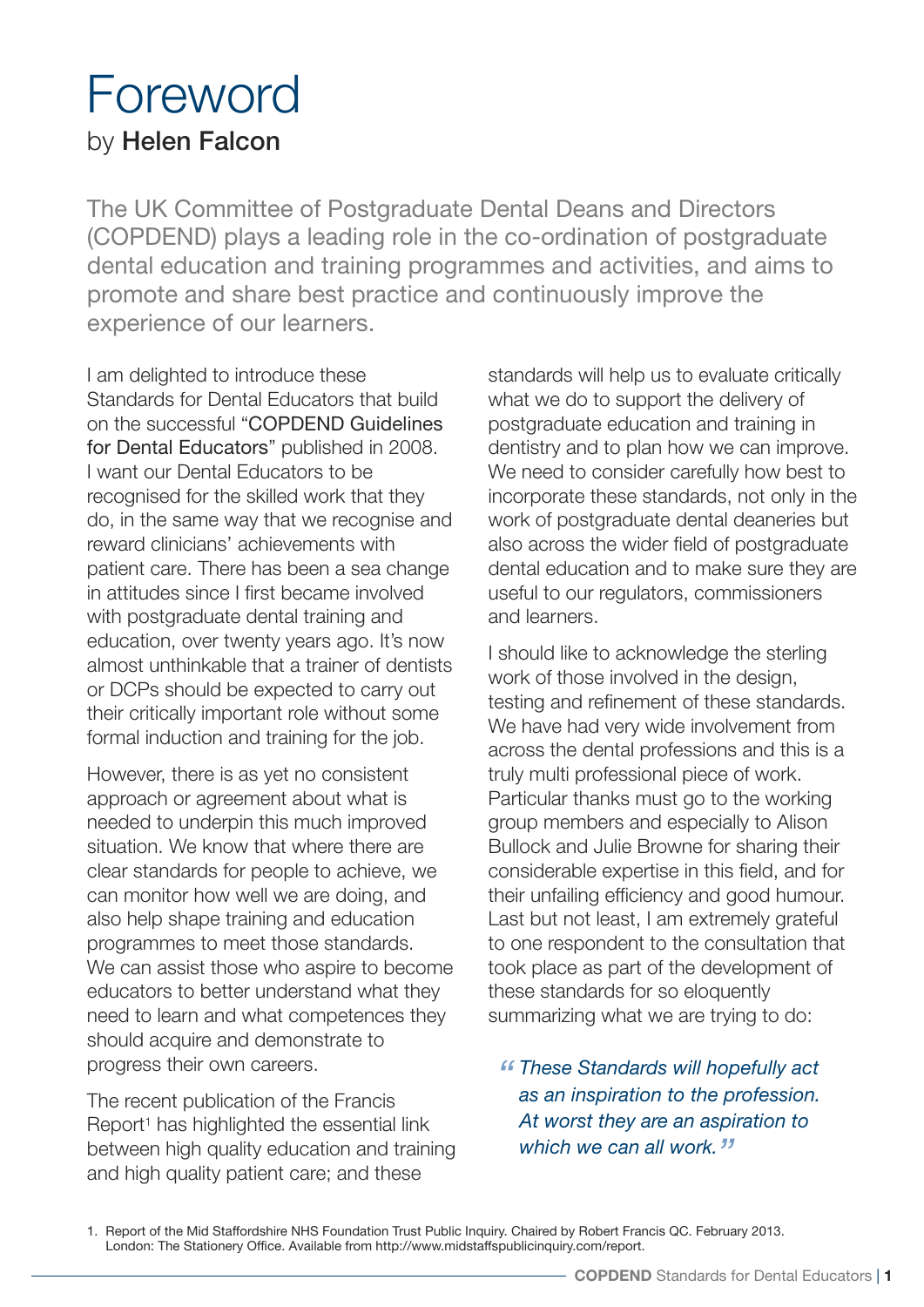# Foreword

by **Helen Falcon**

The UK Committee of Postgraduate Dental Deans and Directors (COPDEND) plays a leading role in the co-ordination of postgraduate dental education and training programmes and activities, and aims to promote and share best practice and continuously improve the experience of our learners.

I am delighted to introduce these Standards for Dental Educators that build on the successful "COPDEND Guidelines for Dental Educators" published in 2008. I want our Dental Educators to be recognised for the skilled work that they do, in the same way that we recognise and reward clinicians' achievements with patient care. There has been a sea change in attitudes since I first became involved with postgraduate dental training and education, over twenty years ago. It's now almost unthinkable that a trainer of dentists or DCPs should be expected to carry out their critically important role without some formal induction and training for the job.

However, there is as yet no consistent approach or agreement about what is needed to underpin this much improved situation. We know that where there are clear standards for people to achieve, we can monitor how well we are doing, and also help shape training and education programmes to meet those standards. We can assist those who aspire to become educators to better understand what they need to learn and what competences they should acquire and demonstrate to progress their own careers.

The recent publication of the Francis Report[1] has highlighted the essential link between high quality education and training and high quality patient care; and these standards will help us to evaluate critically what we do to support the delivery of postgraduate education and training in dentistry and to plan how we can improve. We need to consider carefully how best to incorporate these standards, not only in the work of postgraduate dental deaneries but also across the wider field of postgraduate dental education and to make sure they are useful to our regulators, commissioners and learners.

I should like to acknowledge the sterling work of those involved in the design, testing and refinement of these standards. We have had very wide involvement from across the dental professions and this is a truly multi professional piece of work. Particular thanks must go to the working group members and especially to Alison Bullock and Julie Browne for sharing their considerable expertise in this field, and for their unfailing efficiency and good humour. Last but not least, I am extremely grateful to one respondent to the consultation that took place as part of the development of these standards for so eloquently summarizing what we are trying to do:

> *"These Standards will hopefully act as an inspiration to the profession. At worst they are an aspiration to which we can all work."*

1. Report of the Mid Staffordshire NHS Foundation Trust Public Inquiry. Chaired by Robert Francis QC. February 2013. London: The Stationery Office. Available from http://www.midstaffspublicinquiry.com/report.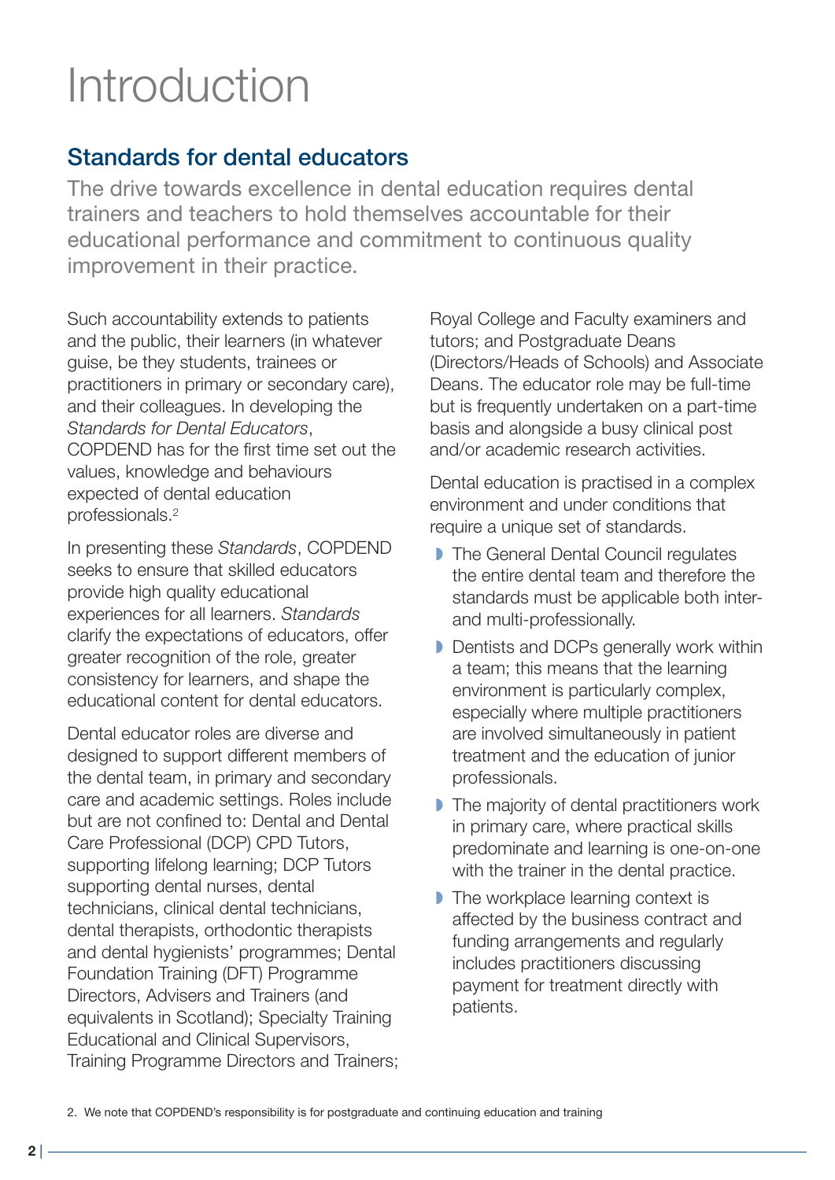# Introduction

## Standards for dental educators

The drive towards excellence in dental education requires dental trainers and teachers to hold themselves accountable for their educational performance and commitment to continuous quality improvement in their practice.

Such accountability extends to patients and the public, their learners (in whatever guise, be they students, trainees or practitioners in primary or secondary care), and their colleagues. In developing the *Standards for Dental Educators*, COPDEND has for the first time set out the values, knowledge and behaviours expected of dental education professionals.[2]

In presenting these *Standards*, COPDEND seeks to ensure that skilled educators provide high quality educational experiences for all learners. *Standards* clarify the expectations of educators, offer greater recognition of the role, greater consistency for learners, and shape the educational content for dental educators.

Dental educator roles are diverse and designed to support different members of the dental team, in primary and secondary care and academic settings. Roles include but are not confined to: Dental and Dental Care Professional (DCP) CPD Tutors, supporting lifelong learning; DCP Tutors supporting dental nurses, dental technicians, clinical dental technicians, dental therapists, orthodontic therapists and dental hygienists' programmes; Dental Foundation Training (DFT) Programme Directors, Advisers and Trainers (and equivalents in Scotland); Specialty Training Educational and Clinical Supervisors, Training Programme Directors and Trainers; Royal College and Faculty examiners and tutors; and Postgraduate Deans (Directors/Heads of Schools) and Associate Deans. The educator role may be full-time but is frequently undertaken on a part-time basis and alongside a busy clinical post and/or academic research activities.

Dental education is practised in a complex environment and under conditions that require a unique set of standards.

- The General Dental Council regulates the entire dental team and therefore the standards must be applicable both inter- and multi-professionally.
- Dentists and DCPs generally work within a team; this means that the learning environment is particularly complex, especially where multiple practitioners are involved simultaneously in patient treatment and the education of junior professionals.
- The majority of dental practitioners work in primary care, where practical skills predominate and learning is one-on-one with the trainer in the dental practice.
- The workplace learning context is affected by the business contract and funding arrangements and regularly includes practitioners discussing payment for treatment directly with patients.

2. We note that COPDEND's responsibility is for postgraduate and continuing education and training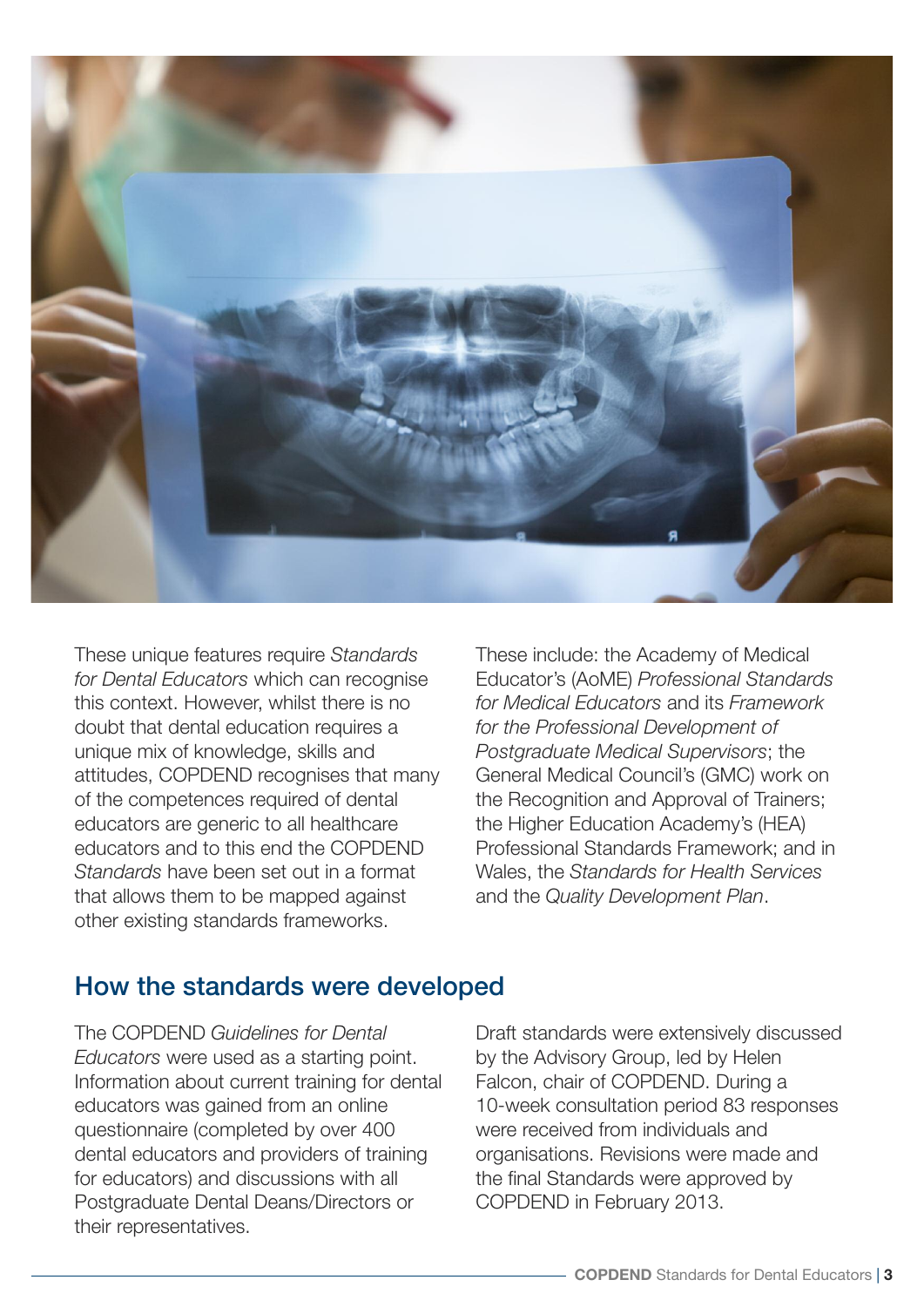These unique features require *Standards for Dental Educators* which can recognise this context. However, whilst there is no doubt that dental education requires a unique mix of knowledge, skills and attitudes, COPDEND recognises that many of the competences required of dental educators are generic to all healthcare educators and to this end the COPDEND *Standards* have been set out in a format that allows them to be mapped against other existing standards frameworks.

These include: the Academy of Medical Educator's (AoME) *Professional Standards for Medical Educators* and its *Framework for the Professional Development of Postgraduate Medical Supervisors*; the General Medical Council's (GMC) work on the Recognition and Approval of Trainers; the Higher Education Academy's (HEA) Professional Standards Framework; and in Wales, the *Standards for Health Services* and the *Quality Development Plan*.

## How the standards were developed

The COPDEND *Guidelines for Dental Educators* were used as a starting point. Information about current training for dental educators was gained from an online questionnaire (completed by over 400 dental educators and providers of training for educators) and discussions with all Postgraduate Dental Deans/Directors or their representatives.

Draft standards were extensively discussed by the Advisory Group, led by Helen Falcon, chair of COPDEND. During a 10-week consultation period 83 responses were received from individuals and organisations. Revisions were made and the final Standards were approved by COPDEND in February 2013.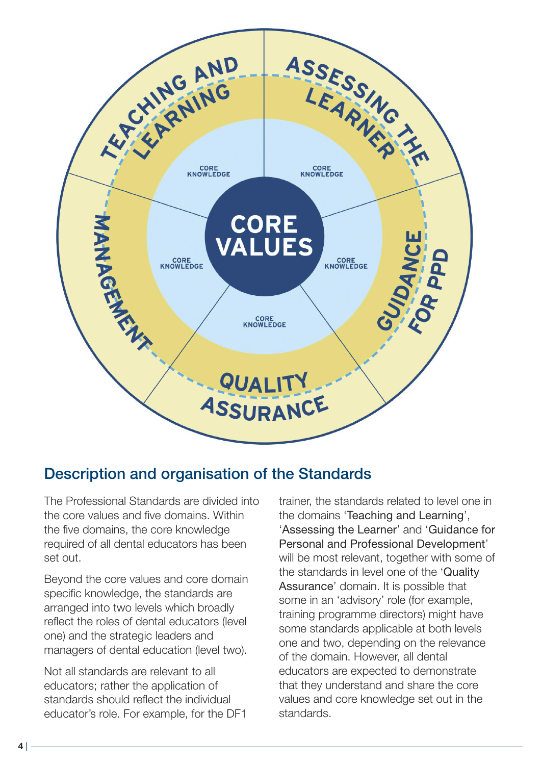## Description and organisation of the Standards

The Professional Standards are divided into the core values and five domains. Within the five domains, the core knowledge required of all dental educators has been set out.

Beyond the core values and core domain specific knowledge, the standards are arranged into two levels which broadly reflect the roles of dental educators (level one) and the strategic leaders and managers of dental education (level two).

Not all standards are relevant to all educators; rather the application of standards should reflect the individual educator's role. For example, for the DF1 trainer, the standards related to level one in the domains 'Teaching and Learning', 'Assessing the Learner' and 'Guidance for Personal and Professional Development' will be most relevant, together with some of the standards in level one of the 'Quality Assurance' domain. It is possible that some in an 'advisory' role (for example, training programme directors) might have some standards applicable at both levels one and two, depending on the relevance of the domain. However, all dental educators are expected to demonstrate that they understand and share the core values and core knowledge set out in the standards.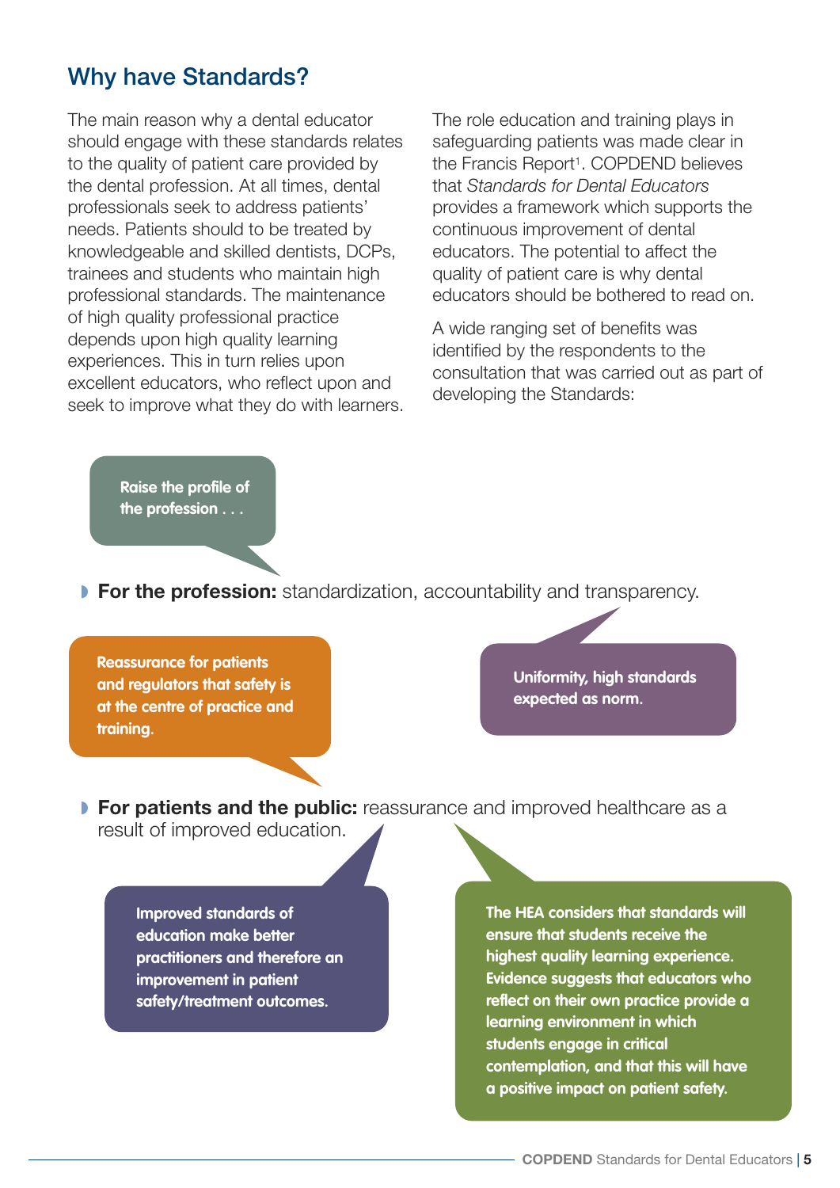## Why have Standards?

The main reason why a dental educator should engage with these standards relates to the quality of patient care provided by the dental profession. At all times, dental professionals seek to address patients' needs. Patients should to be treated by knowledgeable and skilled dentists, DCPs, trainees and students who maintain high professional standards. The maintenance of high quality professional practice depends upon high quality learning experiences. This in turn relies upon excellent educators, who reflect upon and seek to improve what they do with learners.

The role education and training plays in safeguarding patients was made clear in the Francis Report[1]. COPDEND believes that *Standards for Dental Educators* provides a framework which supports the continuous improvement of dental educators. The potential to affect the quality of patient care is why dental educators should be bothered to read on.

A wide ranging set of benefits was identified by the respondents to the consultation that was carried out as part of developing the Standards:

**Raise the profile of the profession . . .**

- **For the profession:** standardization, accountability and transparency.

**Reassurance for patients and regulators that safety is at the centre of practice and training.**

**Uniformity, high standards expected as norm.**

- **For patients and the public:** reassurance and improved healthcare as a result of improved education.

**Improved standards of education make better practitioners and therefore an improvement in patient safety/treatment outcomes.**

**The HEA considers that standards will ensure that students receive the highest quality learning experience. Evidence suggests that educators who reflect on their own practice provide a learning environment in which students engage in critical contemplation, and that this will have a positive impact on patient safety.**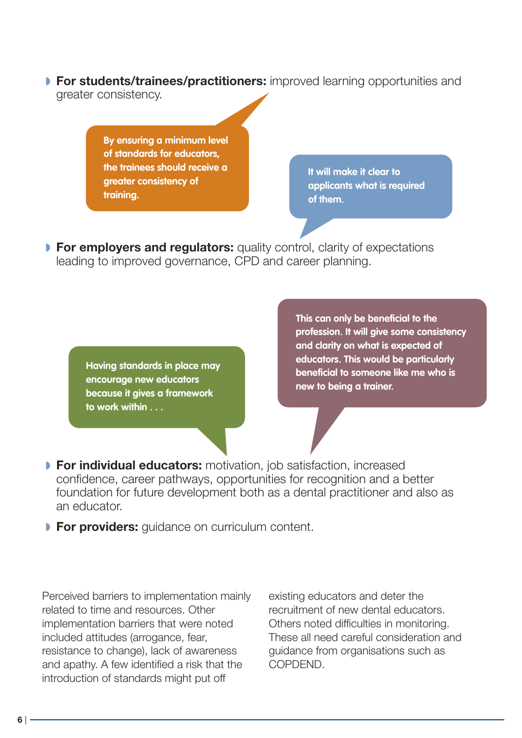- **For students/trainees/practitioners:** improved learning opportunities and greater consistency.

> By ensuring a minimum level of standards for educators, the trainees should receive a greater consistency of training.

> It will make it clear to applicants what is required of them.

- **For employers and regulators:** quality control, clarity of expectations leading to improved governance, CPD and career planning.

> Having standards in place may encourage new educators because it gives a framework to work within . . .

> This can only be beneficial to the profession. It will give some consistency and clarity on what is expected of educators. This would be particularly beneficial to someone like me who is new to being a trainer.

- **For individual educators:** motivation, job satisfaction, increased confidence, career pathways, opportunities for recognition and a better foundation for future development both as a dental practitioner and also as an educator.
- **For providers:** guidance on curriculum content.

Perceived barriers to implementation mainly related to time and resources. Other implementation barriers that were noted included attitudes (arrogance, fear, resistance to change), lack of awareness and apathy. A few identified a risk that the introduction of standards might put off existing educators and deter the recruitment of new dental educators. Others noted difficulties in monitoring. These all need careful consideration and guidance from organisations such as COPDEND.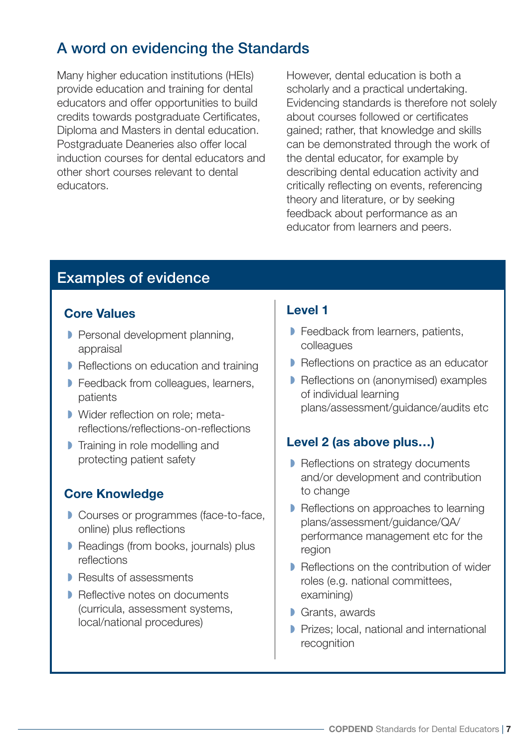## A word on evidencing the Standards

Many higher education institutions (HEIs) provide education and training for dental educators and offer opportunities to build credits towards postgraduate Certificates, Diploma and Masters in dental education. Postgraduate Deaneries also offer local induction courses for dental educators and other short courses relevant to dental educators.

However, dental education is both a scholarly and a practical undertaking. Evidencing standards is therefore not solely about courses followed or certificates gained; rather, that knowledge and skills can be demonstrated through the work of the dental educator, for example by describing dental education activity and critically reflecting on events, referencing theory and literature, or by seeking feedback about performance as an educator from learners and peers.

## Examples of evidence

### Core Values

- Personal development planning, appraisal
- Reflections on education and training
- Feedback from colleagues, learners, patients
- Wider reflection on role; meta-reflections/reflections-on-reflections
- Training in role modelling and protecting patient safety

### Core Knowledge

- Courses or programmes (face-to-face, online) plus reflections
- Readings (from books, journals) plus reflections
- Results of assessments
- Reflective notes on documents (curricula, assessment systems, local/national procedures)

### Level 1

- Feedback from learners, patients, colleagues
- Reflections on practice as an educator
- Reflections on (anonymised) examples of individual learning plans/assessment/guidance/audits etc

### Level 2 (as above plus…)

- Reflections on strategy documents and/or development and contribution to change
- Reflections on approaches to learning plans/assessment/guidance/QA/ performance management etc for the region
- Reflections on the contribution of wider roles (e.g. national committees, examining)
- Grants, awards
- Prizes; local, national and international recognition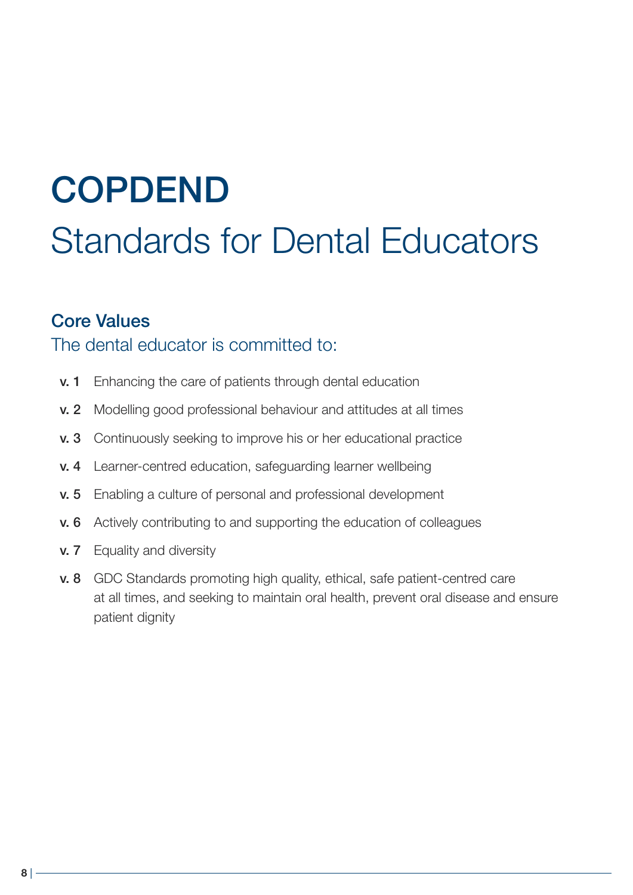# COPDEND

# Standards for Dental Educators

## Core Values

### The dental educator is committed to:

- **v. 1** Enhancing the care of patients through dental education
- **v. 2** Modelling good professional behaviour and attitudes at all times
- **v. 3** Continuously seeking to improve his or her educational practice
- **v. 4** Learner-centred education, safeguarding learner wellbeing
- **v. 5** Enabling a culture of personal and professional development
- **v. 6** Actively contributing to and supporting the education of colleagues
- **v. 7** Equality and diversity
- **v. 8** GDC Standards promoting high quality, ethical, safe patient-centred care at all times, and seeking to maintain oral health, prevent oral disease and ensure patient dignity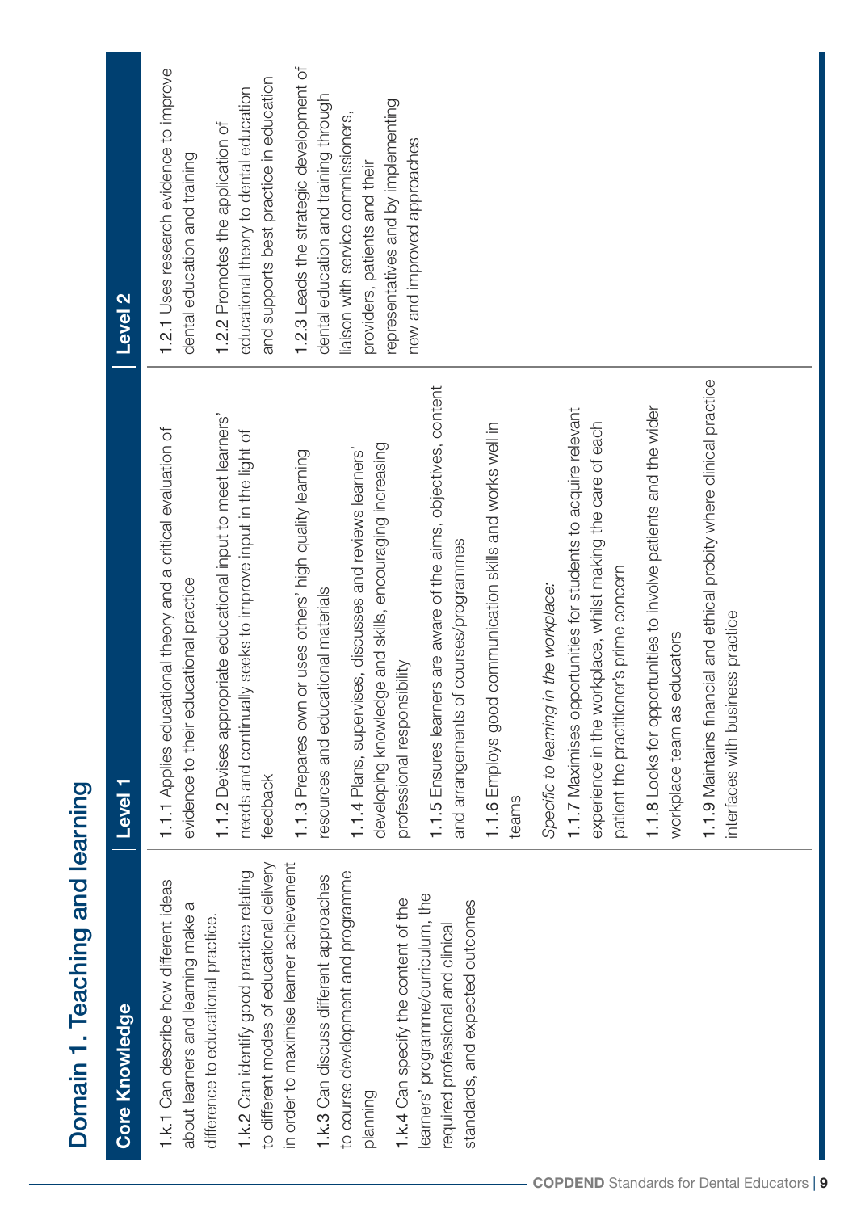# Domain 1. Teaching and learning

| Core Knowledge | Level 1 | Level 2 |
|---|---|---|
| 1.k.1 Can describe how different ideas about learners and learning make a difference to educational practice.<br><br>1.k.2 Can identify good practice relating to different modes of educational delivery in order to maximise learner achievement<br><br>1.k.3 Can discuss different approaches to course development and programme planning<br><br>1.k.4 Can specify the content of the learners' programme/curriculum, the required professional and clinical standards, and expected outcomes | 1.1.1 Applies educational theory and a critical evaluation of evidence to their educational practice<br><br>1.1.2 Devises appropriate educational input to meet learners' needs and continually seeks to improve input in the light of feedback<br><br>1.1.3 Prepares own or uses others' high quality learning resources and educational materials<br><br>1.1.4 Plans, supervises, discusses and reviews learners' developing knowledge and skills, encouraging increasing professional responsibility<br><br>1.1.5 Ensures learners are aware of the aims, objectives, content and arrangements of courses/programmes<br><br>1.1.6 Employs good communication skills and works well in teams<br><br>*Specific to learning in the workplace:*<br><br>1.1.7 Maximises opportunities for students to acquire relevant experience in the workplace, whilst making the care of each patient the practitioner's prime concern<br><br>1.1.8 Looks for opportunities to involve patients and the wider workplace team as educators<br><br>1.1.9 Maintains financial and ethical probity where clinical practice interfaces with business practice | 1.2.1 Uses research evidence to improve dental education and training<br><br>1.2.2 Promotes the application of educational theory to dental education and supports best practice in education<br><br>1.2.3 Leads the strategic development of dental education and training through liaison with service commissioners, providers, patients and their representatives and by implementing new and improved approaches |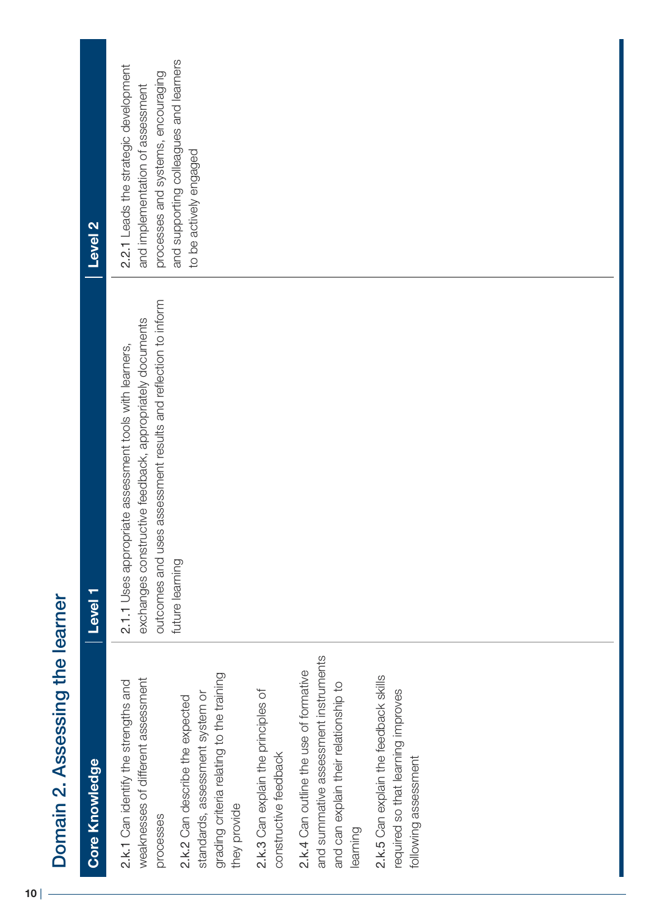# Domain 2. Assessing the learner

| Core Knowledge | Level 1 | Level 2 |
| --- | --- | --- |
| 2.k.1 Can identify the strengths and weaknesses of different assessment processes<br><br>2.k.2 Can describe the expected standards, assessment system or grading criteria relating to the training they provide<br><br>2.k.3 Can explain the principles of constructive feedback<br><br>2.k.4 Can outline the use of formative and summative assessment instruments and can explain their relationship to learning<br><br>2.k.5 Can explain the feedback skills required so that learning improves following assessment | 2.1.1 Uses appropriate assessment tools with learners, exchanges constructive feedback, appropriately documents outcomes and uses assessment results and reflection to inform future learning | 2.2.1 Leads the strategic development and implementation of assessment processes and systems, encouraging and supporting colleagues and learners to be actively engaged |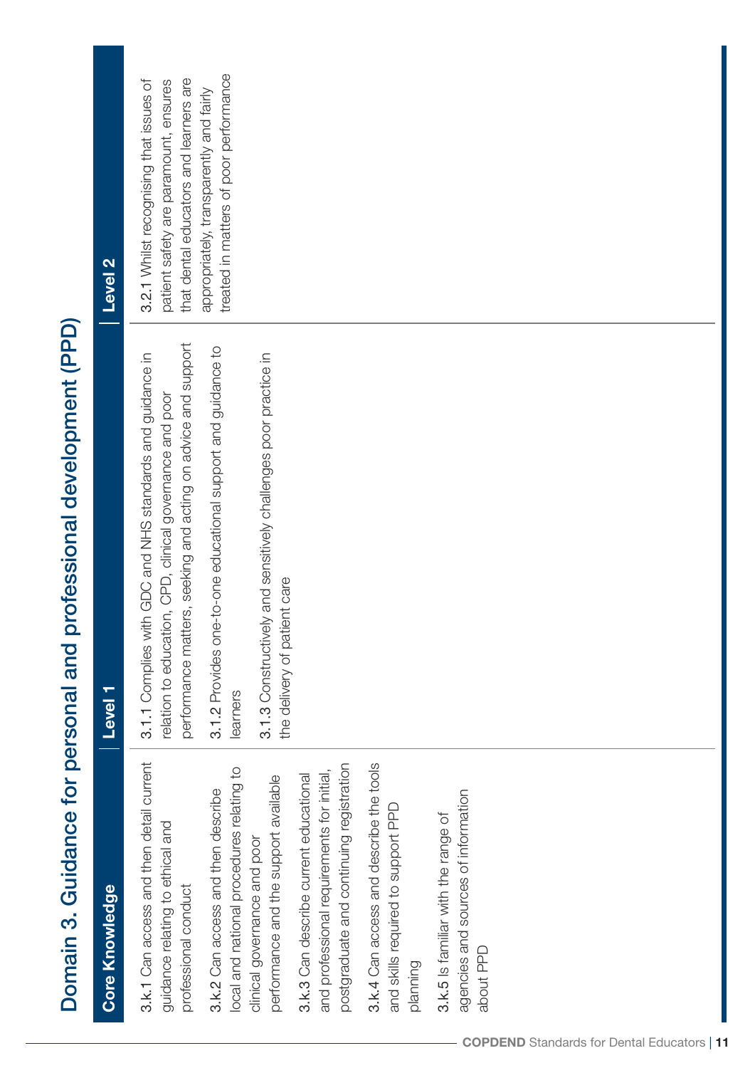# Domain 3. Guidance for personal and professional development (PPD)

| Core Knowledge | Level 1 | Level 2 |
|---|---|---|
| 3.k.1 Can access and then detail current guidance relating to ethical and professional conduct<br><br>3.k.2 Can access and then describe local and national procedures relating to clinical governance and poor performance and the support available<br><br>3.k.3 Can describe current educational and professional requirements for initial, postgraduate and continuing registration<br><br>3.k.4 Can access and describe the tools and skills required to support PPD planning<br><br>3.k.5 Is familiar with the range of agencies and sources of information about PPD | 3.1.1 Complies with GDC and NHS standards and guidance in relation to education, CPD, clinical governance and poor performance matters, seeking and acting on advice and support<br><br>3.1.2 Provides one-to-one educational support and guidance to learners<br><br>3.1.3 Constructively and sensitively challenges poor practice in the delivery of patient care | 3.2.1 Whilst recognising that issues of patient safety are paramount, ensures that dental educators and learners are appropriately, transparently and fairly treated in matters of poor performance |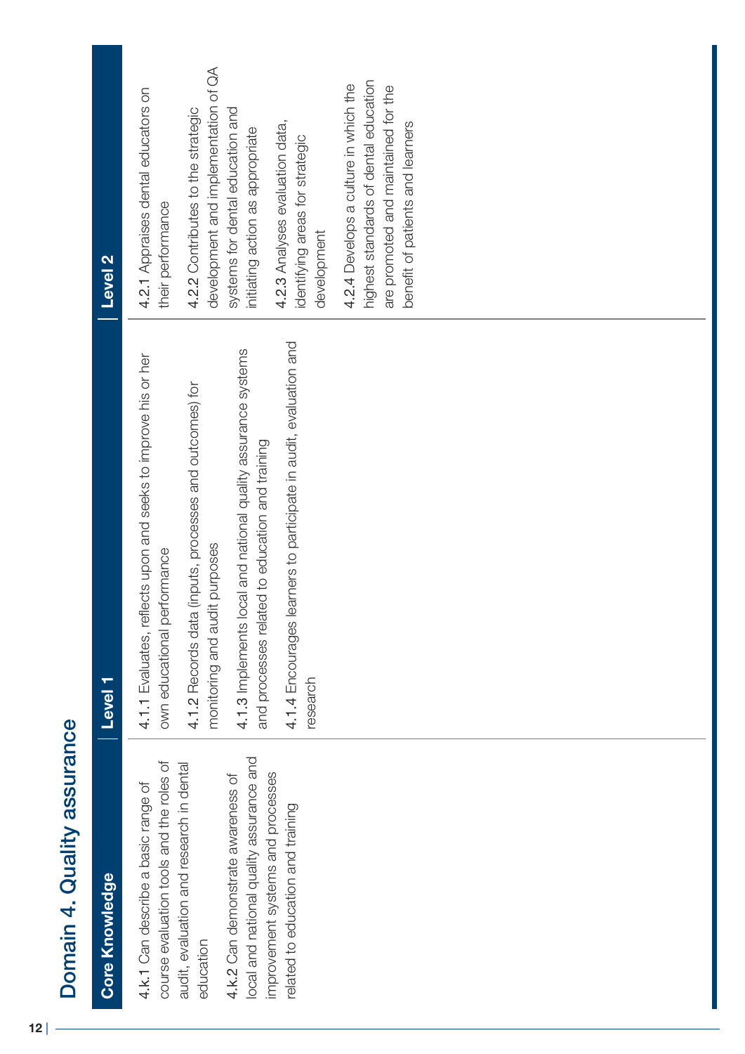# Domain 4. Quality assurance

| Core Knowledge | Level 1 | Level 2 |
|---|---|---|
| **4.k.1** Can describe a basic range of course evaluation tools and the roles of audit, evaluation and research in dental education<br><br>**4.k.2** Can demonstrate awareness of local and national quality assurance and improvement systems and processes related to education and training | 4.1.1 Evaluates, reflects upon and seeks to improve his or her own educational performance<br><br>4.1.2 Records data (inputs, processes and outcomes) for monitoring and audit purposes<br><br>4.1.3 Implements local and national quality assurance systems and processes related to education and training<br><br>4.1.4 Encourages learners to participate in audit, evaluation and research | 4.2.1 Appraises dental educators on their performance<br><br>4.2.2 Contributes to the strategic development and implementation of QA systems for dental education and initiating action as appropriate<br><br>4.2.3 Analyses evaluation data, identifying areas for strategic development<br><br>4.2.4 Develops a culture in which the highest standards of dental education are promoted and maintained for the benefit of patients and learners |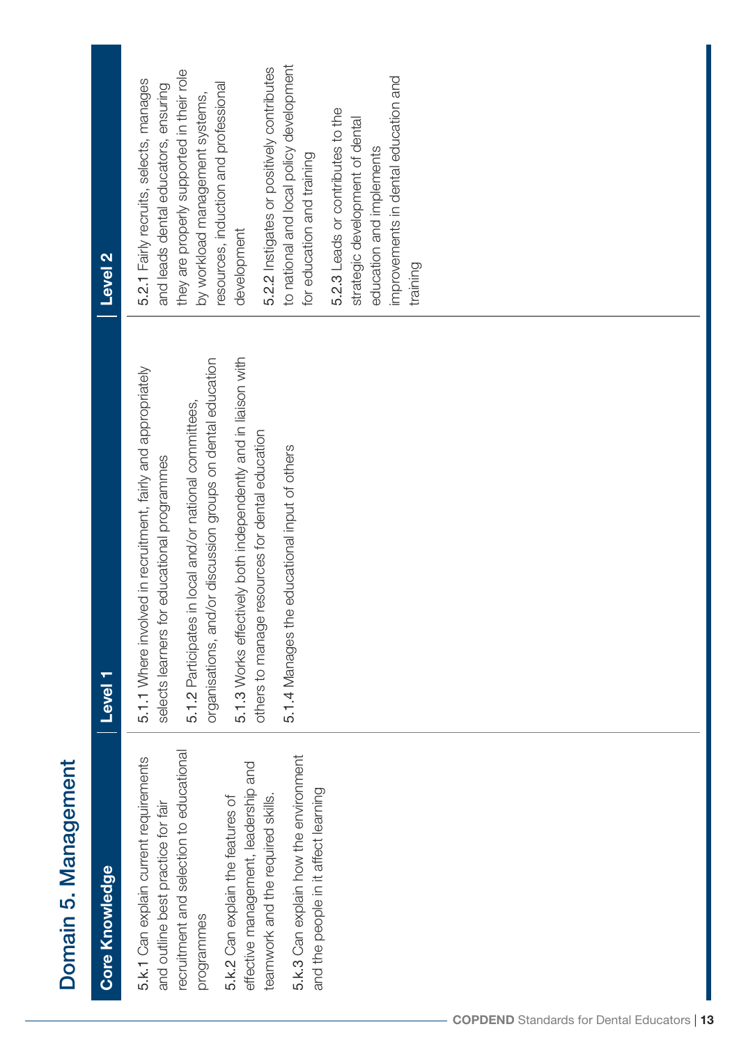# Domain 5. Management

| Core Knowledge | Level 1 | Level 2 |
|---|---|---|
| 5.k.1 Can explain current requirements and outline best practice for fair recruitment and selection to educational programmes<br><br>5.k.2 Can explain the features of effective management, leadership and teamwork and the required skills.<br><br>5.k.3 Can explain how the environment and the people in it affect learning | 5.1.1 Where involved in recruitment, fairly and appropriately selects learners for educational programmes<br><br>5.1.2 Participates in local and/or national committees, organisations, and/or discussion groups on dental education<br><br>5.1.3 Works effectively both independently and in liaison with others to manage resources for dental education<br><br>5.1.4 Manages the educational input of others | 5.2.1 Fairly recruits, selects, manages and leads dental educators, ensuring they are properly supported in their role by workload management systems, resources, induction and professional development<br><br>5.2.2 Instigates or positively contributes to national and local policy development for education and training<br><br>5.2.3 Leads or contributes to the strategic development of dental education and implements improvements in dental education and training |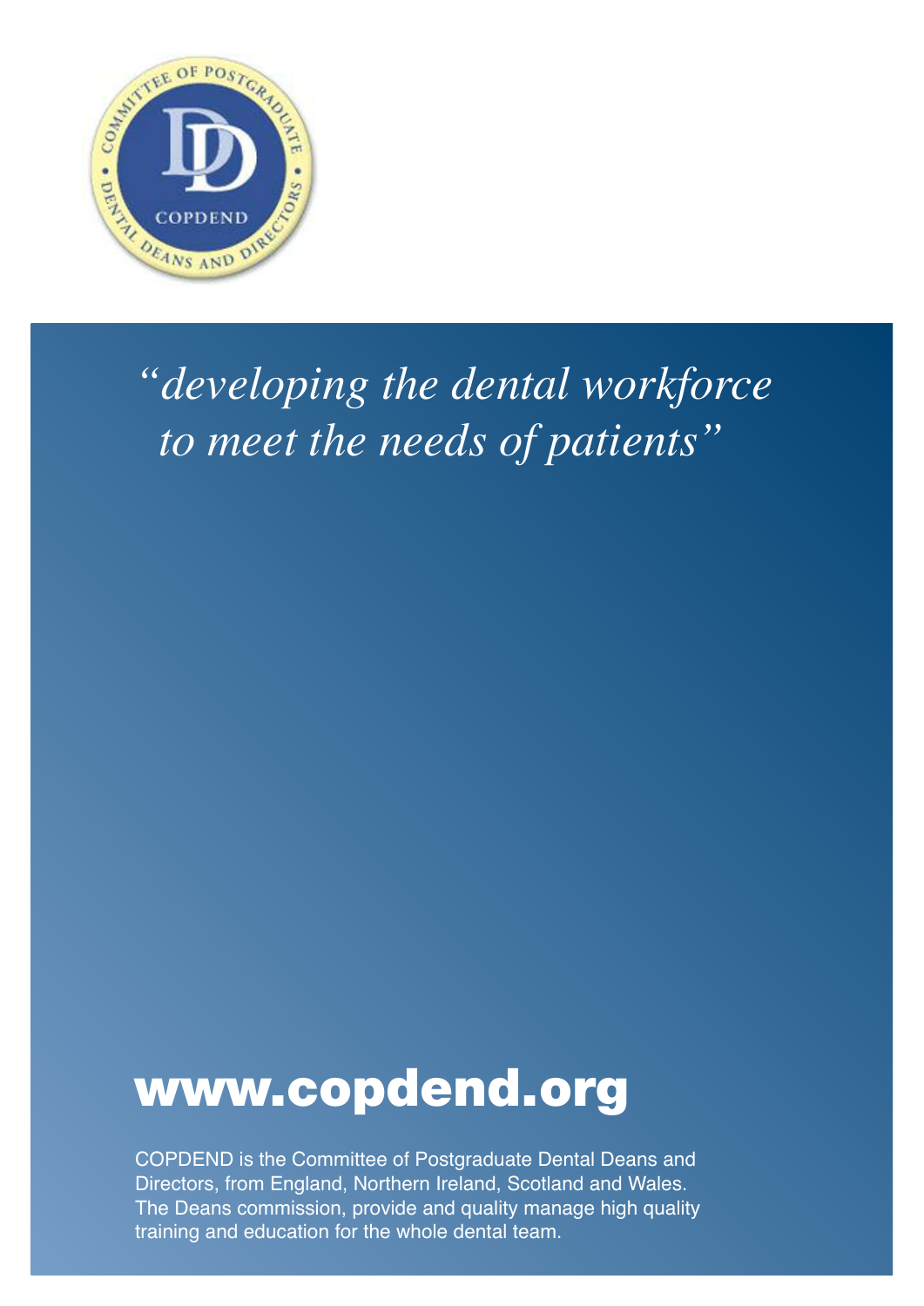*"developing the dental workforce to meet the needs of patients"*

# www.copdend.org

COPDEND is the Committee of Postgraduate Dental Deans and Directors, from England, Northern Ireland, Scotland and Wales. The Deans commission, provide and quality manage high quality training and education for the whole dental team.